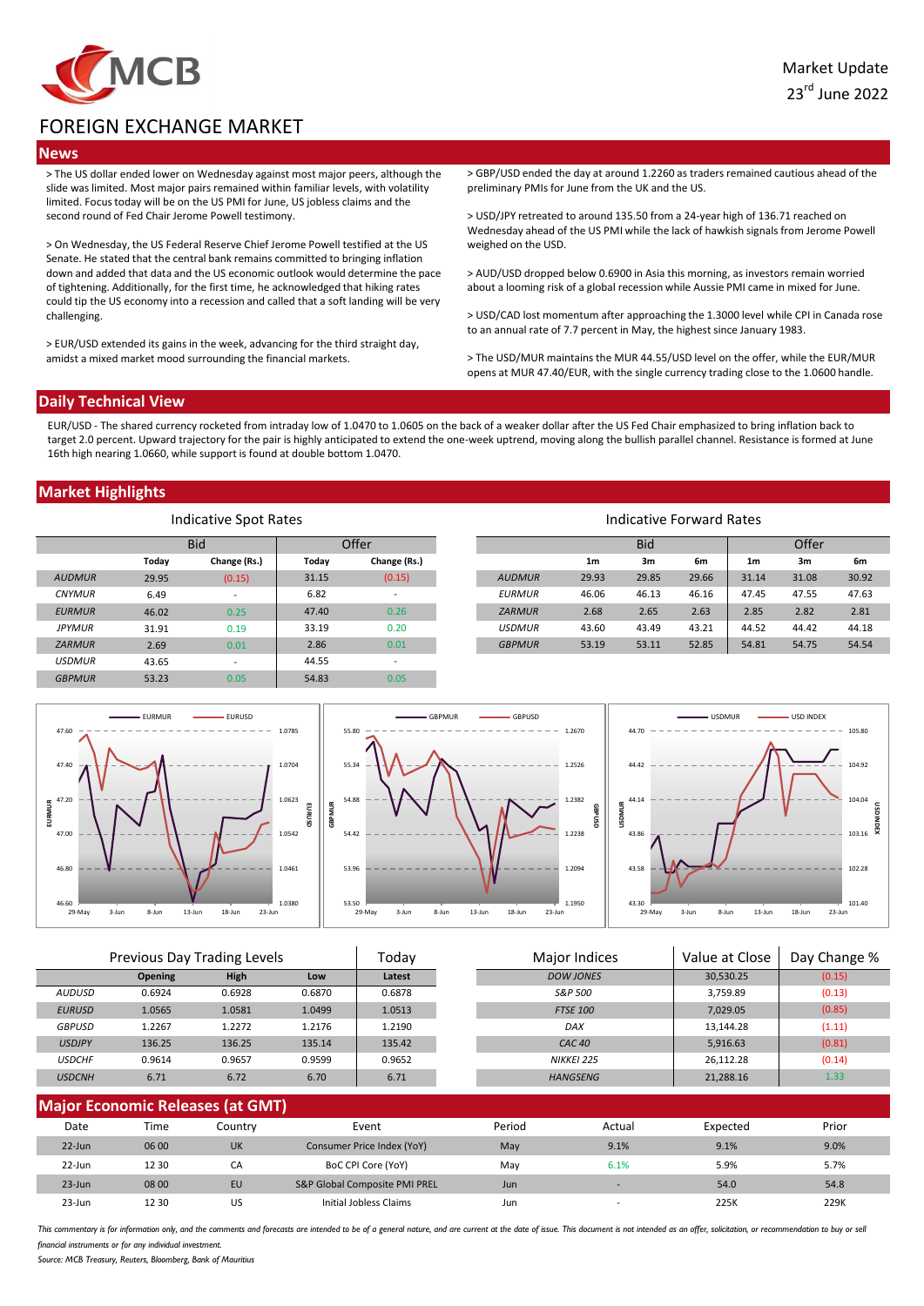MCB

Market Update
23rd June 2022

# FOREIGN EXCHANGE MARKET

## News

> The US dollar ended lower on Wednesday against most major peers, although the slide was limited. Most major pairs remained within familiar levels, with volatility limited. Focus today will be on the US PMI for June, US jobless claims and the second round of Fed Chair Jerome Powell testimony.

> On Wednesday, the US Federal Reserve Chief Jerome Powell testified at the US Senate. He stated that the central bank remains committed to bringing inflation down and added that data and the US economic outlook would determine the pace of tightening. Additionally, for the first time, he acknowledged that hiking rates could tip the US economy into a recession and called that a soft landing will be very challenging.

> EUR/USD extended its gains in the week, advancing for the third straight day, amidst a mixed market mood surrounding the financial markets.

> GBP/USD ended the day at around 1.2260 as traders remained cautious ahead of the preliminary PMIs for June from the UK and the US.

> USD/JPY retreated to around 135.50 from a 24-year high of 136.71 reached on Wednesday ahead of the US PMI while the lack of hawkish signals from Jerome Powell weighed on the USD.

> AUD/USD dropped below 0.6900 in Asia this morning, as investors remain worried about a looming risk of a global recession while Aussie PMI came in mixed for June.

> USD/CAD lost momentum after approaching the 1.3000 level while CPI in Canada rose to an annual rate of 7.7 percent in May, the highest since January 1983.

> The USD/MUR maintains the MUR 44.55/USD level on the offer, while the EUR/MUR opens at MUR 47.40/EUR, with the single currency trading close to the 1.0600 handle.

## Daily Technical View

EUR/USD - The shared currency rocketed from intraday low of 1.0470 to 1.0605 on the back of a weaker dollar after the US Fed Chair emphasized to bring inflation back to target 2.0 percent. Upward trajectory for the pair is highly anticipated to extend the one-week uptrend, moving along the bullish parallel channel. Resistance is formed at June 16th high nearing 1.0660, while support is found at double bottom 1.0470.

## Market Highlights

**Indicative Spot Rates**

| | Bid | | Offer | |
|---|---|---|---|---|
| | Today | Change (Rs.) | Today | Change (Rs.) |
| AUDMUR | 29.95 | (0.15) | 31.15 | (0.15) |
| CNYMUR | 6.49 | - | 6.82 | - |
| EURMUR | 46.02 | 0.25 | 47.40 | 0.26 |
| JPYMUR | 31.91 | 0.19 | 33.19 | 0.20 |
| ZARMUR | 2.69 | 0.01 | 2.86 | 0.01 |
| USDMUR | 43.65 | - | 44.55 | - |
| GBPMUR | 53.23 | 0.05 | 54.83 | 0.05 |

**Indicative Forward Rates**

| | Bid | | | Offer | | |
|---|---|---|---|---|---|---|
| | 1m | 3m | 6m | 1m | 3m | 6m |
| AUDMUR | 29.93 | 29.85 | 29.66 | 31.14 | 31.08 | 30.92 |
| EURMUR | 46.06 | 46.13 | 46.16 | 47.45 | 47.55 | 47.63 |
| ZARMUR | 2.68 | 2.65 | 2.63 | 2.85 | 2.82 | 2.81 |
| USDMUR | 43.60 | 43.49 | 43.21 | 44.52 | 44.42 | 44.18 |
| GBPMUR | 53.19 | 53.11 | 52.85 | 54.81 | 54.75 | 54.54 |

**Previous Day Trading Levels**

| | Opening | High | Low | Today Latest |
|---|---|---|---|---|
| AUDUSD | 0.6924 | 0.6928 | 0.6870 | 0.6878 |
| EURUSD | 1.0565 | 1.0581 | 1.0499 | 1.0513 |
| GBPUSD | 1.2267 | 1.2272 | 1.2176 | 1.2190 |
| USDJPY | 136.25 | 136.25 | 135.14 | 135.42 |
| USDCHF | 0.9614 | 0.9657 | 0.9599 | 0.9652 |
| USDCNH | 6.71 | 6.72 | 6.70 | 6.71 |

| Major Indices | Value at Close | Day Change % |
|---|---|---|
| DOW JONES | 30,530.25 | (0.15) |
| S&P 500 | 3,759.89 | (0.13) |
| FTSE 100 | 7,029.05 | (0.85) |
| DAX | 13,144.28 | (1.11) |
| CAC 40 | 5,916.63 | (0.81) |
| NIKKEI 225 | 26,112.28 | (0.14) |
| HANGSENG | 21,288.16 | 1.33 |

## Major Economic Releases (at GMT)

| Date | Time | Country | Event | Period | Actual | Expected | Prior |
|---|---|---|---|---|---|---|---|
| 22-Jun | 06 00 | UK | Consumer Price Index (YoY) | May | 9.1% | 9.1% | 9.0% |
| 22-Jun | 12 30 | CA | BoC CPI Core (YoY) | May | 6.1% | 5.9% | 5.7% |
| 23-Jun | 08 00 | EU | S&P Global Composite PMI PREL | Jun | - | 54.0 | 54.8 |
| 23-Jun | 12 30 | US | Initial Jobless Claims | Jun | - | 225K | 229K |

*This commentary is for information only, and the comments and forecasts are intended to be of a general nature, and are current at the date of issue. This document is not intended as an offer, solicitation, or recommendation to buy or sell financial instruments or for any individual investment.*

*Source: MCB Treasury, Reuters, Bloomberg, Bank of Mauritius*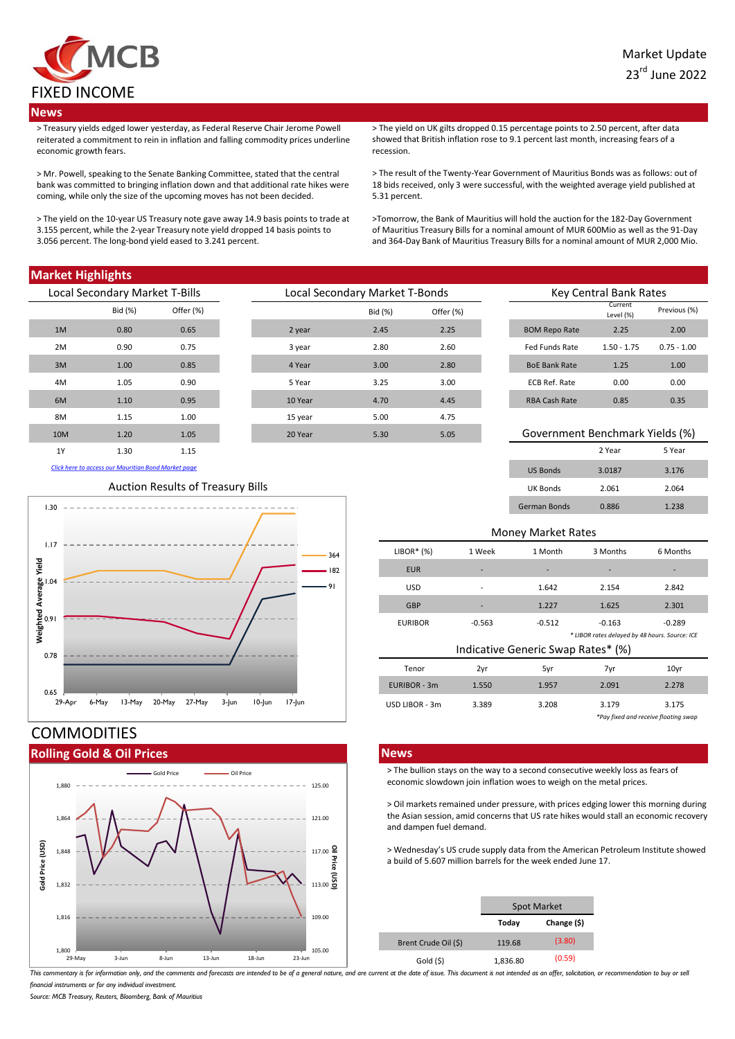MCB

# FIXED INCOME

Market Update
23rd June 2022

## News

> Treasury yields edged lower yesterday, as Federal Reserve Chair Jerome Powell reiterated a commitment to rein in inflation and falling commodity prices underline economic growth fears.

> Mr. Powell, speaking to the Senate Banking Committee, stated that the central bank was committed to bringing inflation down and that additional rate hikes were coming, while only the size of the upcoming moves has not been decided.

> The yield on the 10-year US Treasury note gave away 14.9 basis points to trade at 3.155 percent, while the 2-year Treasury note yield dropped 14 basis points to 3.056 percent. The long-bond yield eased to 3.241 percent.

> The yield on UK gilts dropped 0.15 percentage points to 2.50 percent, after data showed that British inflation rose to 9.1 percent last month, increasing fears of a recession.

> The result of the Twenty-Year Government of Mauritius Bonds was as follows: out of 18 bids received, only 3 were successful, with the weighted average yield published at 5.31 percent.

>Tomorrow, the Bank of Mauritius will hold the auction for the 182-Day Government of Mauritius Treasury Bills for a nominal amount of MUR 600Mio as well as the 91-Day and 364-Day Bank of Mauritius Treasury Bills for a nominal amount of MUR 2,000 Mio.

## Market Highlights

### Local Secondary Market T-Bills

| | Bid (%) | Offer (%) |
|---|---|---|
| 1M | 0.80 | 0.65 |
| 2M | 0.90 | 0.75 |
| 3M | 1.00 | 0.85 |
| 4M | 1.05 | 0.90 |
| 6M | 1.10 | 0.95 |
| 8M | 1.15 | 1.00 |
| 10M | 1.20 | 1.05 |
| 1Y | 1.30 | 1.15 |

*Click here to access our Mauritian Bond Market page*

### Local Secondary Market T-Bonds

| | Bid (%) | Offer (%) |
|---|---|---|
| 2 year | 2.45 | 2.25 |
| 3 year | 2.80 | 2.60 |
| 4 Year | 3.00 | 2.80 |
| 5 Year | 3.25 | 3.00 |
| 10 Year | 4.70 | 4.45 |
| 15 year | 5.00 | 4.75 |
| 20 Year | 5.30 | 5.05 |

### Key Central Bank Rates

| | Current Level (%) | Previous (%) |
|---|---|---|
| BOM Repo Rate | 2.25 | 2.00 |
| Fed Funds Rate | 1.50 - 1.75 | 0.75 - 1.00 |
| BoE Bank Rate | 1.25 | 1.00 |
| ECB Ref. Rate | 0.00 | 0.00 |
| RBA Cash Rate | 0.85 | 0.35 |

### Government Benchmark Yields (%)

| | 2 Year | 5 Year |
|---|---|---|
| US Bonds | 3.0187 | 3.176 |
| UK Bonds | 2.061 | 2.064 |
| German Bonds | 0.886 | 1.238 |

### Auction Results of Treasury Bills

Weighted Average Yield
1.30
1.17
1.04
0.91
0.78
0.65
29-Apr 6-May 13-May 20-May 27-May 3-Jun 10-Jun 17-Jun
364
182
91

### Money Market Rates

| LIBOR* (%) | 1 Week | 1 Month | 3 Months | 6 Months |
|---|---|---|---|---|
| EUR | - | - | - | - |
| USD | - | 1.642 | 2.154 | 2.842 |
| GBP | - | 1.227 | 1.625 | 2.301 |
| EURIBOR | -0.563 | -0.512 | -0.163 | -0.289 |

*\* LIBOR rates delayed by 48 hours. Source: ICE*

### Indicative Generic Swap Rates* (%)

| Tenor | 2yr | 5yr | 7yr | 10yr |
|---|---|---|---|---|
| EURIBOR - 3m | 1.550 | 1.957 | 2.091 | 2.278 |
| USD LIBOR - 3m | 3.389 | 3.208 | 3.179 | 3.175 |

*\*Pay fixed and receive floating swap*

# COMMODITIES

## Rolling Gold & Oil Prices

Gold Price
Oil Price
Gold Price (USD)
Oil Price (USD)
1,880
1,864
1,848
1,832
1,816
1,800
125.00
121.00
117.00
113.00
109.00
105.00
29-May 3-Jun 8-Jun 13-Jun 18-Jun 23-Jun

## News

> The bullion stays on the way to a second consecutive weekly loss as fears of economic slowdown join inflation woes to weigh on the metal prices.

> Oil markets remained under pressure, with prices edging lower this morning during the Asian session, amid concerns that US rate hikes would stall an economic recovery and dampen fuel demand.

> Wednesday's US crude supply data from the American Petroleum Institute showed a build of 5.607 million barrels for the week ended June 17.

| | Spot Market | |
|---|---|---|
| | Today | Change ($) |
| Brent Crude Oil ($) | 119.68 | (3.80) |
| Gold ($) | 1,836.80 | (0.59) |

*This commentary is for information only, and the comments and forecasts are intended to be of a general nature, and are current at the date of issue. This document is not intended as an offer, solicitation, or recommendation to buy or sell financial instruments or for any individual investment.*

*Source: MCB Treasury, Reuters, Bloomberg, Bank of Mauritius*